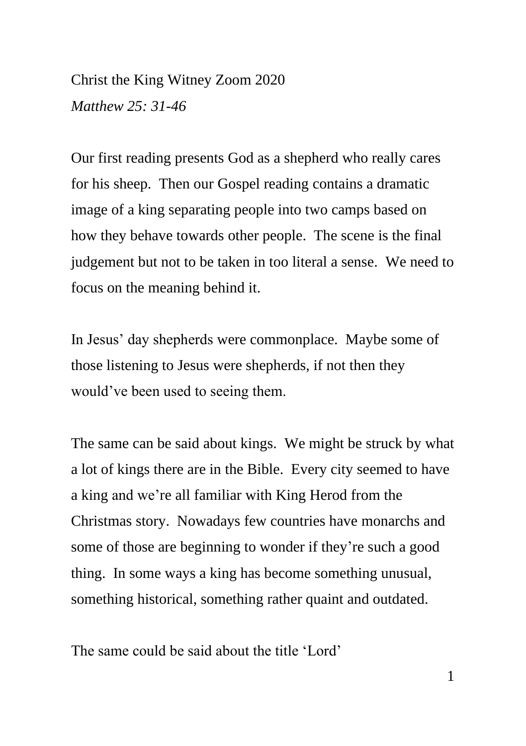Christ the King Witney Zoom 2020

*Matthew 25: 31-46*

Our first reading presents God as a shepherd who really cares for his sheep. Then our Gospel reading contains a dramatic image of a king separating people into two camps based on how they behave towards other people. The scene is the final judgement but not to be taken in too literal a sense. We need to focus on the meaning behind it.

In Jesus' day shepherds were commonplace. Maybe some of those listening to Jesus were shepherds, if not then they would've been used to seeing them.

The same can be said about kings. We might be struck by what a lot of kings there are in the Bible. Every city seemed to have a king and we're all familiar with King Herod from the Christmas story. Nowadays few countries have monarchs and some of those are beginning to wonder if they're such a good thing. In some ways a king has become something unusual, something historical, something rather quaint and outdated.

The same could be said about the title 'Lord'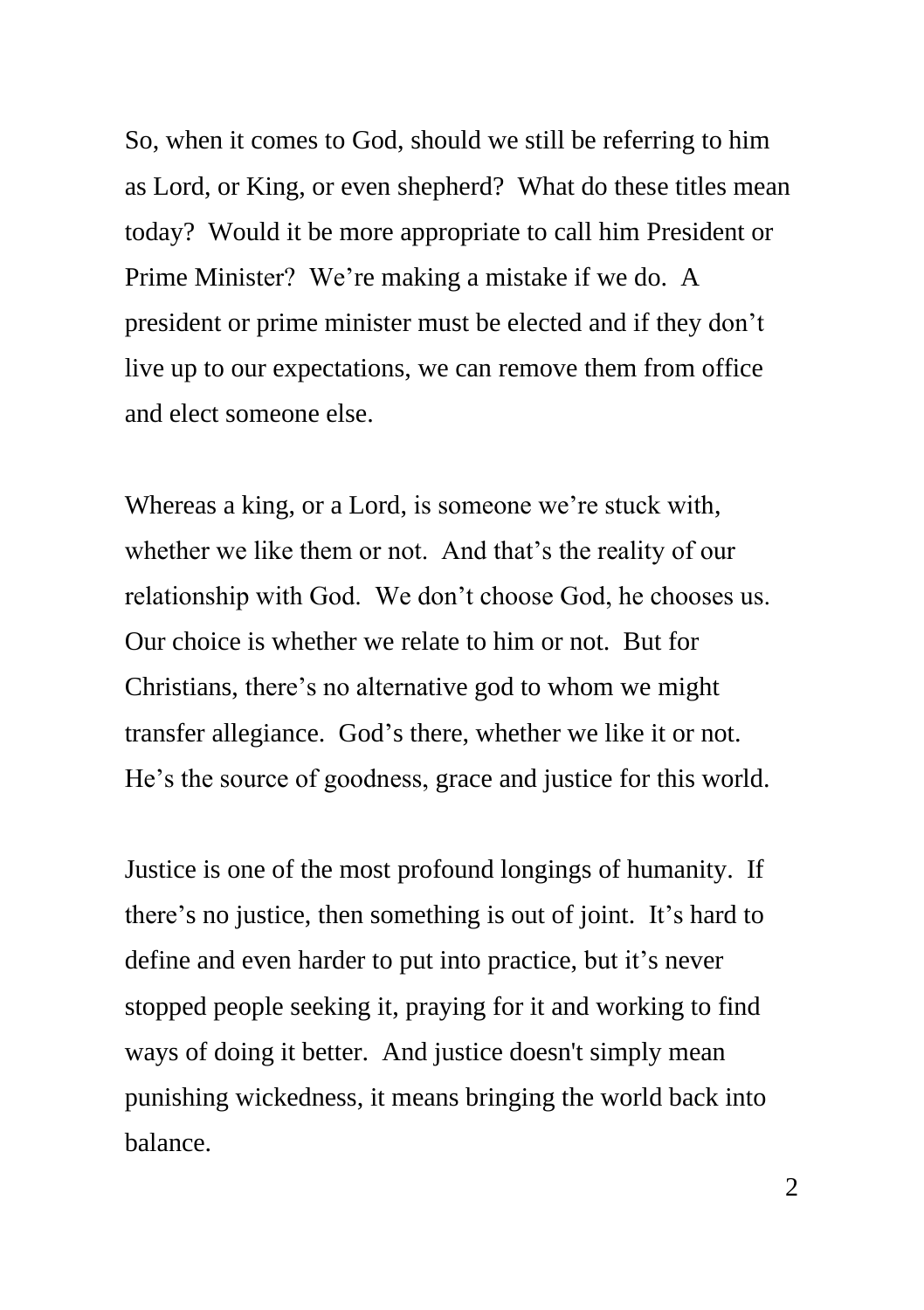So, when it comes to God, should we still be referring to him as Lord, or King, or even shepherd? What do these titles mean today? Would it be more appropriate to call him President or Prime Minister? We're making a mistake if we do. A president or prime minister must be elected and if they don't live up to our expectations, we can remove them from office and elect someone else.

Whereas a king, or a Lord, is someone we're stuck with, whether we like them or not. And that's the reality of our relationship with God. We don't choose God, he chooses us. Our choice is whether we relate to him or not. But for Christians, there's no alternative god to whom we might transfer allegiance. God's there, whether we like it or not. He's the source of goodness, grace and justice for this world.

Justice is one of the most profound longings of humanity. If there's no justice, then something is out of joint. It's hard to define and even harder to put into practice, but it's never stopped people seeking it, praying for it and working to find ways of doing it better. And justice doesn't simply mean punishing wickedness, it means bringing the world back into balance.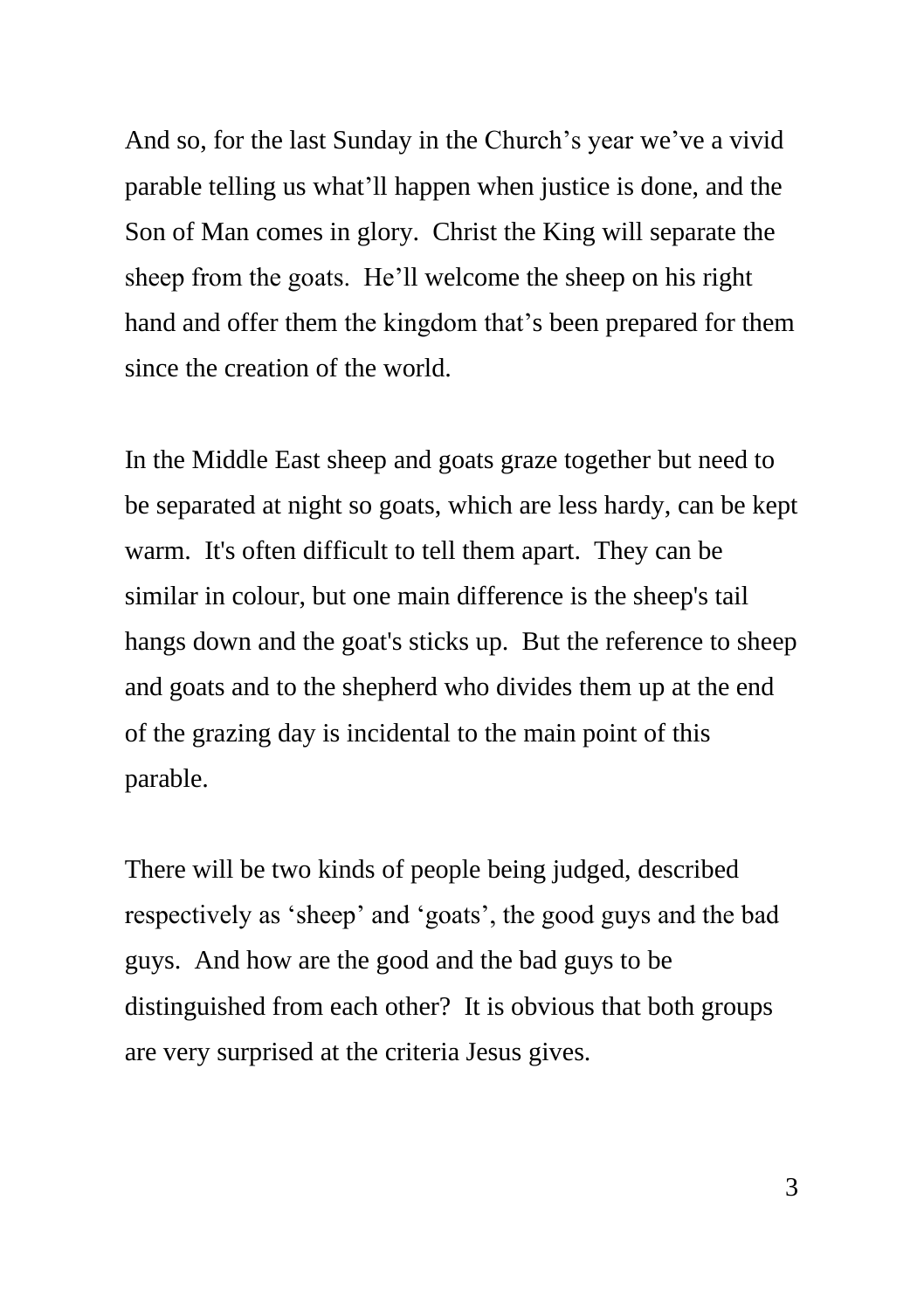And so, for the last Sunday in the Church's year we've a vivid parable telling us what'll happen when justice is done, and the Son of Man comes in glory. Christ the King will separate the sheep from the goats. He'll welcome the sheep on his right hand and offer them the kingdom that's been prepared for them since the creation of the world.

In the Middle East sheep and goats graze together but need to be separated at night so goats, which are less hardy, can be kept warm. It's often difficult to tell them apart. They can be similar in colour, but one main difference is the sheep's tail hangs down and the goat's sticks up. But the reference to sheep and goats and to the shepherd who divides them up at the end of the grazing day is incidental to the main point of this parable.

There will be two kinds of people being judged, described respectively as 'sheep' and 'goats', the good guys and the bad guys. And how are the good and the bad guys to be distinguished from each other? It is obvious that both groups are very surprised at the criteria Jesus gives.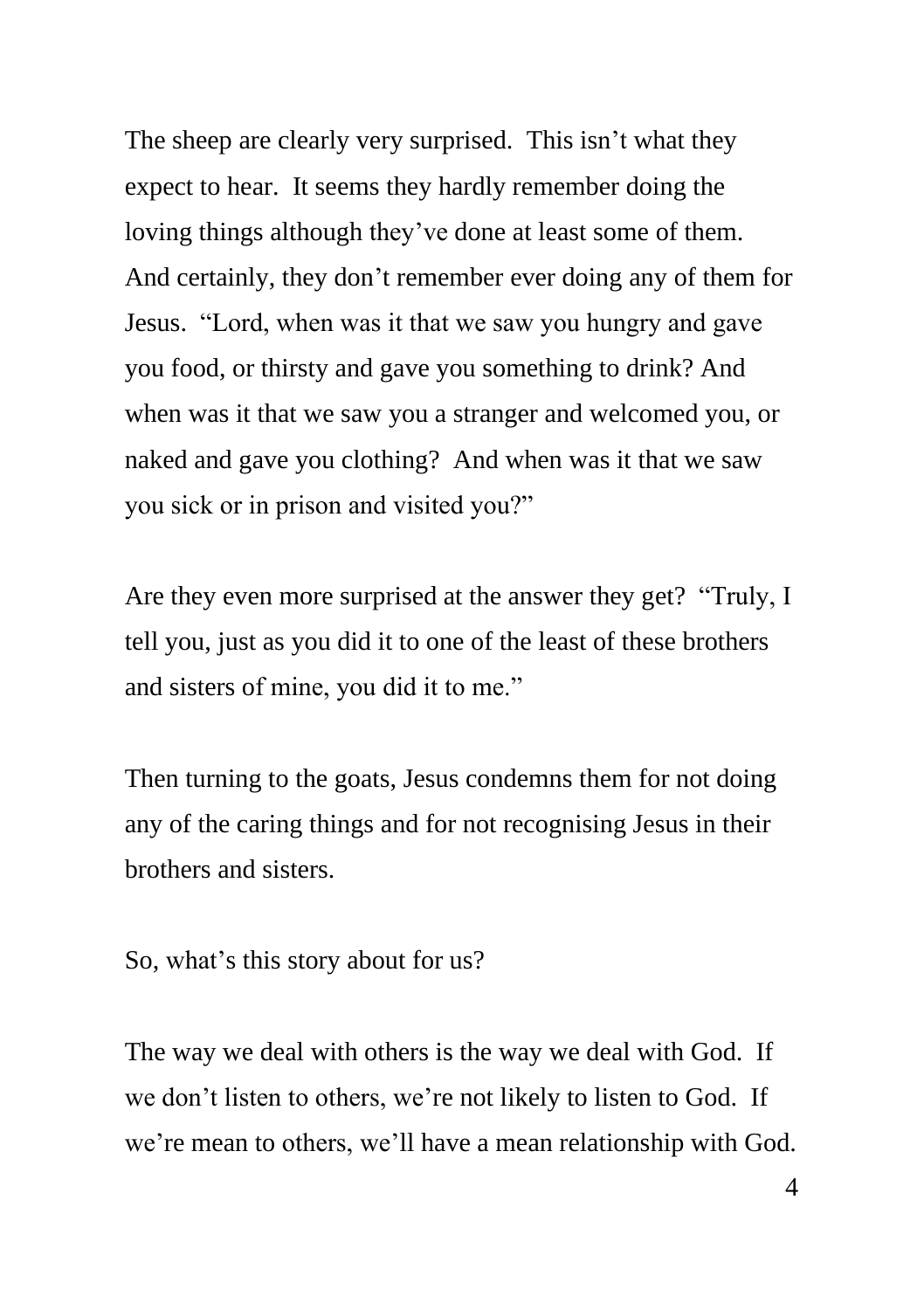The sheep are clearly very surprised. This isn't what they expect to hear. It seems they hardly remember doing the loving things although they've done at least some of them. And certainly, they don't remember ever doing any of them for Jesus. "Lord, when was it that we saw you hungry and gave you food, or thirsty and gave you something to drink? And when was it that we saw you a stranger and welcomed you, or naked and gave you clothing? And when was it that we saw you sick or in prison and visited you?"

Are they even more surprised at the answer they get? "Truly, I tell you, just as you did it to one of the least of these brothers and sisters of mine, you did it to me."

Then turning to the goats, Jesus condemns them for not doing any of the caring things and for not recognising Jesus in their brothers and sisters.

So, what's this story about for us?

The way we deal with others is the way we deal with God. If we don't listen to others, we're not likely to listen to God. If we're mean to others, we'll have a mean relationship with God.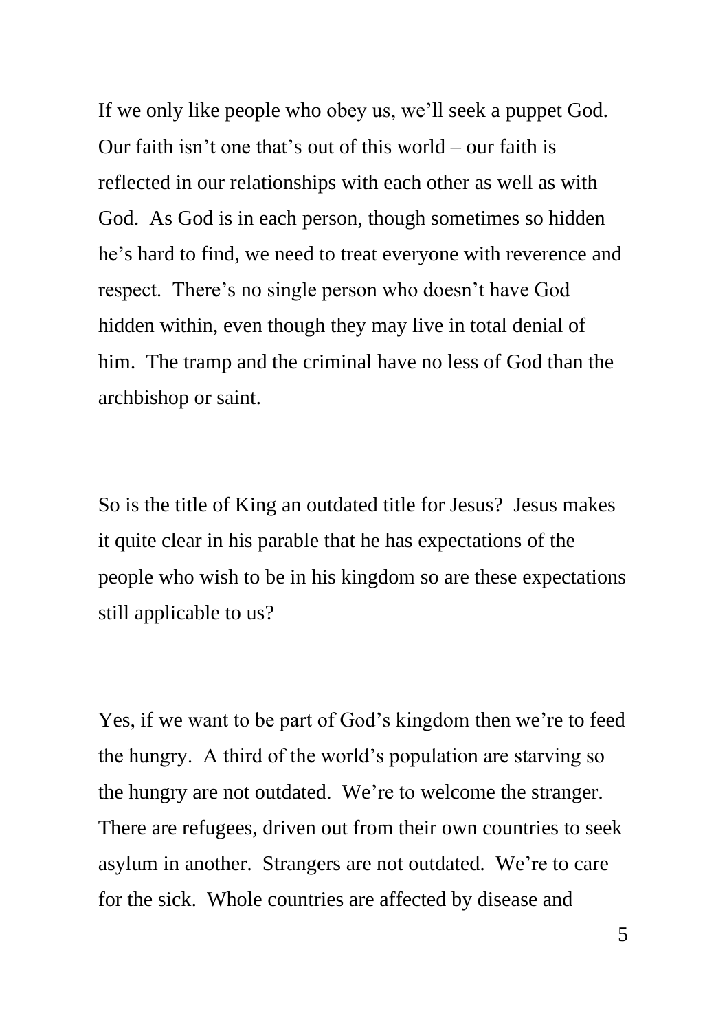If we only like people who obey us, we'll seek a puppet God. Our faith isn't one that's out of this world – our faith is reflected in our relationships with each other as well as with God. As God is in each person, though sometimes so hidden he's hard to find, we need to treat everyone with reverence and respect. There's no single person who doesn't have God hidden within, even though they may live in total denial of him. The tramp and the criminal have no less of God than the archbishop or saint.

So is the title of King an outdated title for Jesus? Jesus makes it quite clear in his parable that he has expectations of the people who wish to be in his kingdom so are these expectations still applicable to us?

Yes, if we want to be part of God's kingdom then we're to feed the hungry. A third of the world's population are starving so the hungry are not outdated. We're to welcome the stranger. There are refugees, driven out from their own countries to seek asylum in another. Strangers are not outdated. We're to care for the sick. Whole countries are affected by disease and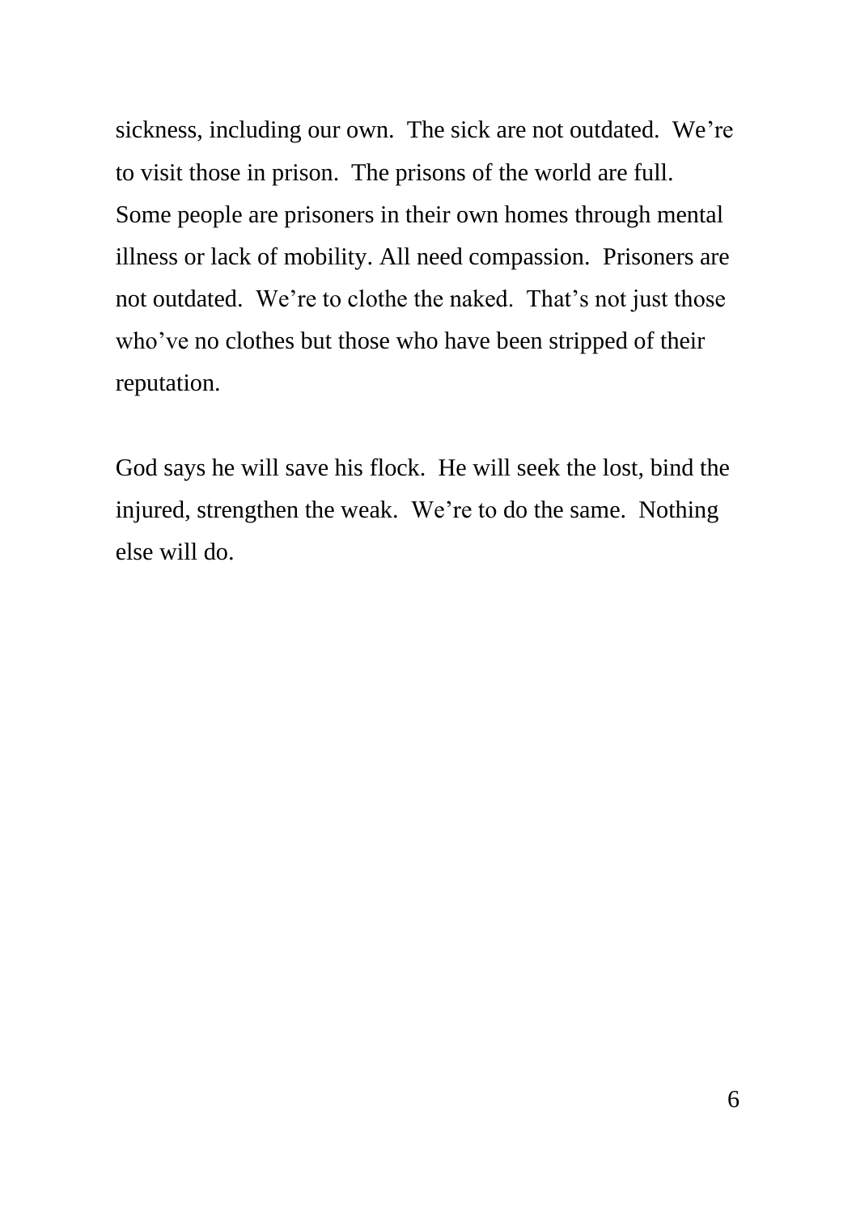sickness, including our own. The sick are not outdated. We're to visit those in prison. The prisons of the world are full. Some people are prisoners in their own homes through mental illness or lack of mobility. All need compassion. Prisoners are not outdated. We're to clothe the naked. That's not just those who've no clothes but those who have been stripped of their reputation.

God says he will save his flock. He will seek the lost, bind the injured, strengthen the weak. We're to do the same. Nothing else will do.